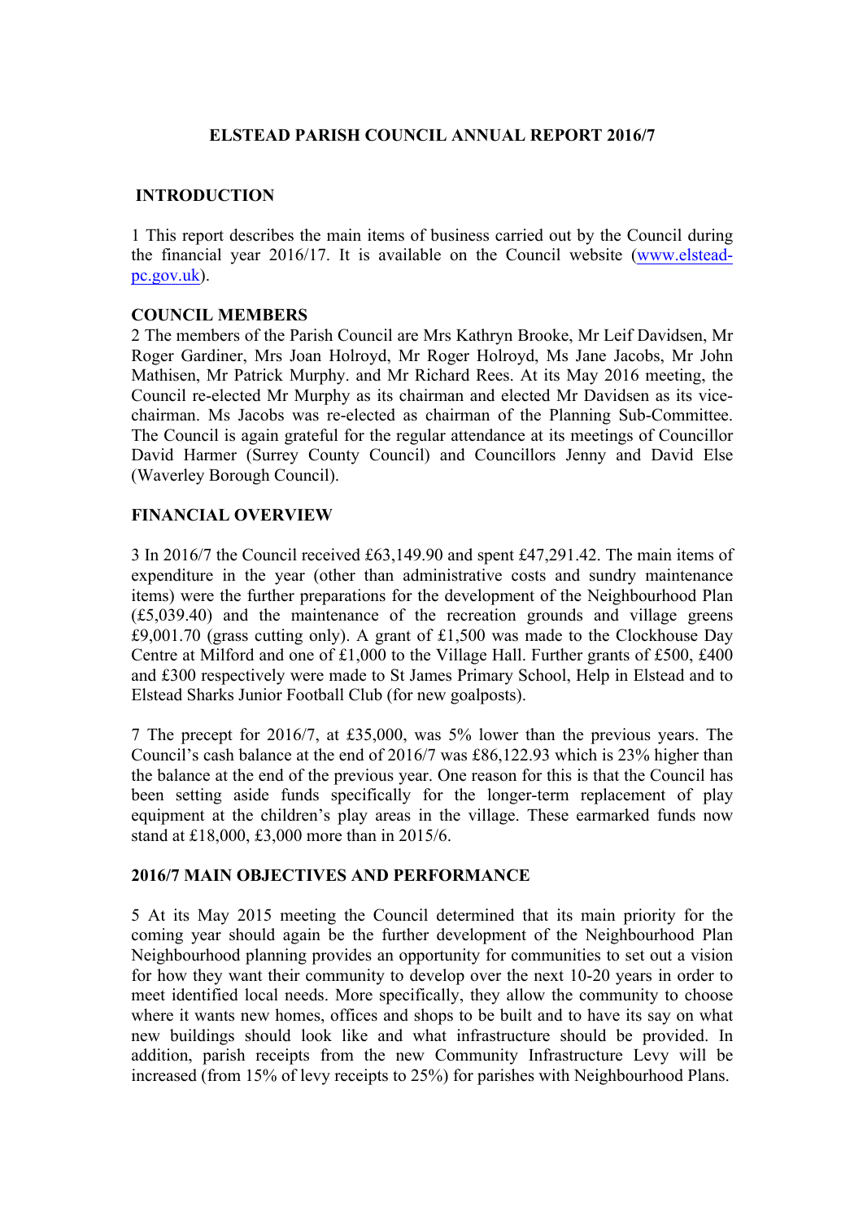**ELSTEAD PARISH COUNCIL ANNUAL REPORT 2016/7**

## INTRODUCTION

1 This report describes the main items of business carried out by the Council during the financial year 2016/17. It is available on the Council website ([www.elstead-pc.gov.uk](http://www.elstead-pc.gov.uk)).

## COUNCIL MEMBERS

2 The members of the Parish Council are Mrs Kathryn Brooke, Mr Leif Davidsen, Mr Roger Gardiner, Mrs Joan Holroyd, Mr Roger Holroyd, Ms Jane Jacobs, Mr John Mathisen, Mr Patrick Murphy. and Mr Richard Rees. At its May 2016 meeting, the Council re-elected Mr Murphy as its chairman and elected Mr Davidsen as its vice-chairman. Ms Jacobs was re-elected as chairman of the Planning Sub-Committee. The Council is again grateful for the regular attendance at its meetings of Councillor David Harmer (Surrey County Council) and Councillors Jenny and David Else (Waverley Borough Council).

## FINANCIAL OVERVIEW

3 In 2016/7 the Council received £63,149.90 and spent £47,291.42. The main items of expenditure in the year (other than administrative costs and sundry maintenance items) were the further preparations for the development of the Neighbourhood Plan (£5,039.40) and the maintenance of the recreation grounds and village greens £9,001.70 (grass cutting only). A grant of £1,500 was made to the Clockhouse Day Centre at Milford and one of £1,000 to the Village Hall. Further grants of £500, £400 and £300 respectively were made to St James Primary School, Help in Elstead and to Elstead Sharks Junior Football Club (for new goalposts).

7 The precept for 2016/7, at £35,000, was 5% lower than the previous years. The Council's cash balance at the end of 2016/7 was £86,122.93 which is 23% higher than the balance at the end of the previous year. One reason for this is that the Council has been setting aside funds specifically for the longer-term replacement of play equipment at the children's play areas in the village. These earmarked funds now stand at £18,000, £3,000 more than in 2015/6.

## 2016/7 MAIN OBJECTIVES AND PERFORMANCE

5 At its May 2015 meeting the Council determined that its main priority for the coming year should again be the further development of the Neighbourhood Plan Neighbourhood planning provides an opportunity for communities to set out a vision for how they want their community to develop over the next 10-20 years in order to meet identified local needs. More specifically, they allow the community to choose where it wants new homes, offices and shops to be built and to have its say on what new buildings should look like and what infrastructure should be provided. In addition, parish receipts from the new Community Infrastructure Levy will be increased (from 15% of levy receipts to 25%) for parishes with Neighbourhood Plans.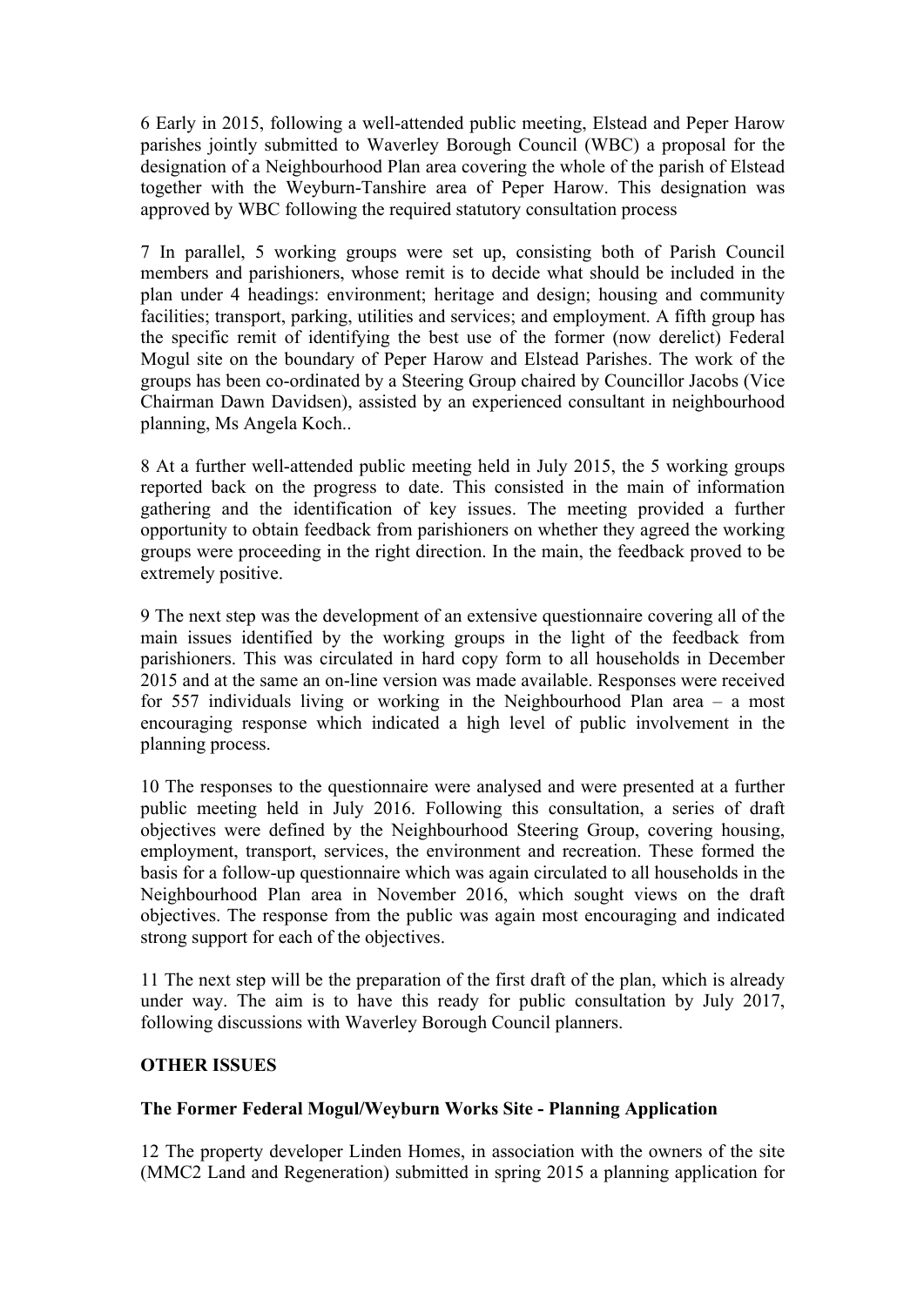6 Early in 2015, following a well-attended public meeting, Elstead and Peper Harow parishes jointly submitted to Waverley Borough Council (WBC) a proposal for the designation of a Neighbourhood Plan area covering the whole of the parish of Elstead together with the Weyburn-Tanshire area of Peper Harow. This designation was approved by WBC following the required statutory consultation process

7 In parallel, 5 working groups were set up, consisting both of Parish Council members and parishioners, whose remit is to decide what should be included in the plan under 4 headings: environment; heritage and design; housing and community facilities; transport, parking, utilities and services; and employment. A fifth group has the specific remit of identifying the best use of the former (now derelict) Federal Mogul site on the boundary of Peper Harow and Elstead Parishes. The work of the groups has been co-ordinated by a Steering Group chaired by Councillor Jacobs (Vice Chairman Dawn Davidsen), assisted by an experienced consultant in neighbourhood planning, Ms Angela Koch..

8 At a further well-attended public meeting held in July 2015, the 5 working groups reported back on the progress to date. This consisted in the main of information gathering and the identification of key issues. The meeting provided a further opportunity to obtain feedback from parishioners on whether they agreed the working groups were proceeding in the right direction. In the main, the feedback proved to be extremely positive.

9 The next step was the development of an extensive questionnaire covering all of the main issues identified by the working groups in the light of the feedback from parishioners. This was circulated in hard copy form to all households in December 2015 and at the same an on-line version was made available. Responses were received for 557 individuals living or working in the Neighbourhood Plan area – a most encouraging response which indicated a high level of public involvement in the planning process.

10 The responses to the questionnaire were analysed and were presented at a further public meeting held in July 2016. Following this consultation, a series of draft objectives were defined by the Neighbourhood Steering Group, covering housing, employment, transport, services, the environment and recreation. These formed the basis for a follow-up questionnaire which was again circulated to all households in the Neighbourhood Plan area in November 2016, which sought views on the draft objectives. The response from the public was again most encouraging and indicated strong support for each of the objectives.

11 The next step will be the preparation of the first draft of the plan, which is already under way. The aim is to have this ready for public consultation by July 2017, following discussions with Waverley Borough Council planners.

## OTHER ISSUES

### The Former Federal Mogul/Weyburn Works Site - Planning Application

12 The property developer Linden Homes, in association with the owners of the site (MMC2 Land and Regeneration) submitted in spring 2015 a planning application for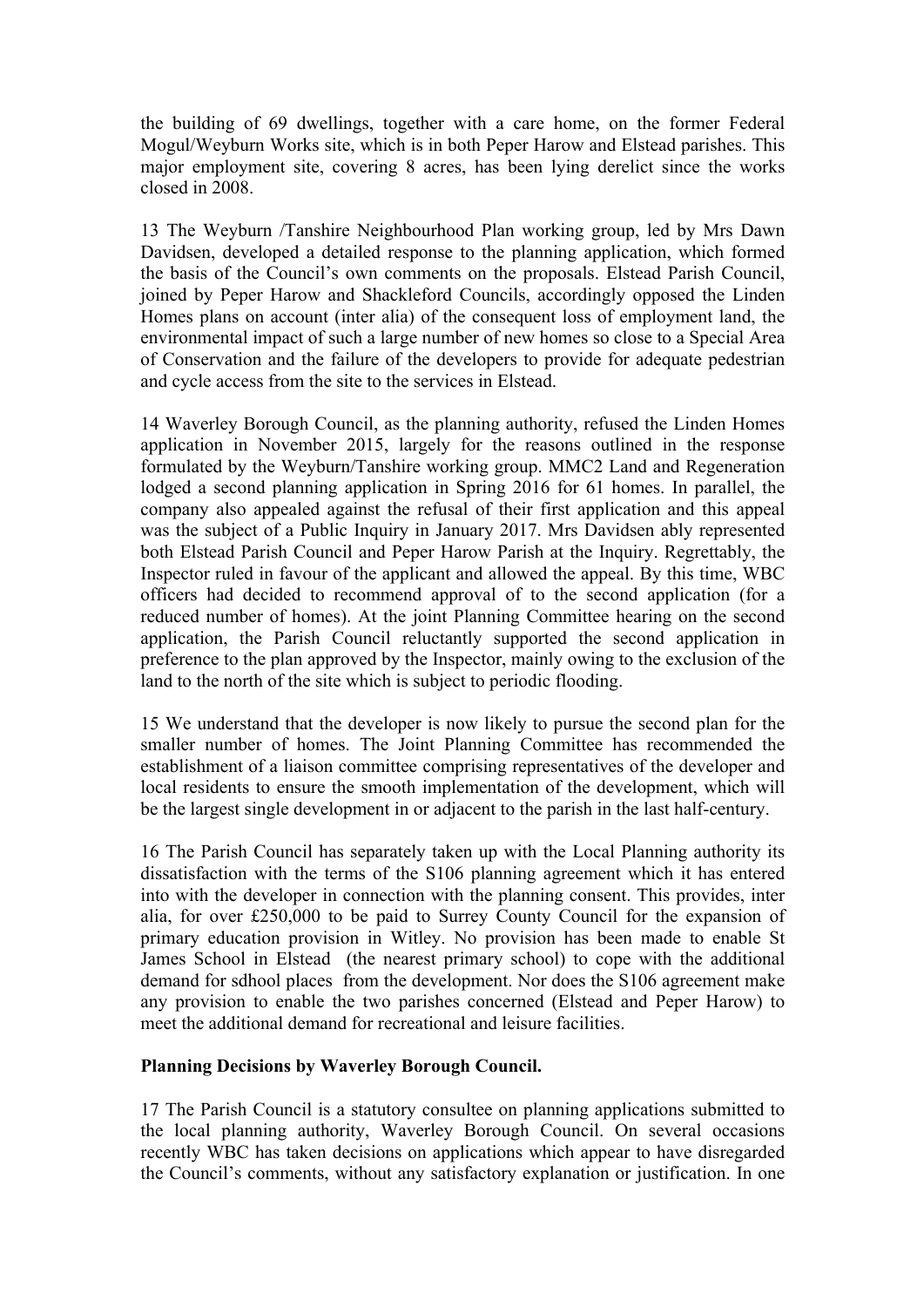the building of 69 dwellings, together with a care home, on the former Federal Mogul/Weyburn Works site, which is in both Peper Harow and Elstead parishes. This major employment site, covering 8 acres, has been lying derelict since the works closed in 2008.

13 The Weyburn /Tanshire Neighbourhood Plan working group, led by Mrs Dawn Davidsen, developed a detailed response to the planning application, which formed the basis of the Council's own comments on the proposals. Elstead Parish Council, joined by Peper Harow and Shackleford Councils, accordingly opposed the Linden Homes plans on account (inter alia) of the consequent loss of employment land, the environmental impact of such a large number of new homes so close to a Special Area of Conservation and the failure of the developers to provide for adequate pedestrian and cycle access from the site to the services in Elstead.

14 Waverley Borough Council, as the planning authority, refused the Linden Homes application in November 2015, largely for the reasons outlined in the response formulated by the Weyburn/Tanshire working group. MMC2 Land and Regeneration lodged a second planning application in Spring 2016 for 61 homes. In parallel, the company also appealed against the refusal of their first application and this appeal was the subject of a Public Inquiry in January 2017. Mrs Davidsen ably represented both Elstead Parish Council and Peper Harow Parish at the Inquiry. Regrettably, the Inspector ruled in favour of the applicant and allowed the appeal. By this time, WBC officers had decided to recommend approval of to the second application (for a reduced number of homes). At the joint Planning Committee hearing on the second application, the Parish Council reluctantly supported the second application in preference to the plan approved by the Inspector, mainly owing to the exclusion of the land to the north of the site which is subject to periodic flooding.

15 We understand that the developer is now likely to pursue the second plan for the smaller number of homes. The Joint Planning Committee has recommended the establishment of a liaison committee comprising representatives of the developer and local residents to ensure the smooth implementation of the development, which will be the largest single development in or adjacent to the parish in the last half-century.

16 The Parish Council has separately taken up with the Local Planning authority its dissatisfaction with the terms of the S106 planning agreement which it has entered into with the developer in connection with the planning consent. This provides, inter alia, for over £250,000 to be paid to Surrey County Council for the expansion of primary education provision in Witley. No provision has been made to enable St James School in Elstead (the nearest primary school) to cope with the additional demand for sdhool places from the development. Nor does the S106 agreement make any provision to enable the two parishes concerned (Elstead and Peper Harow) to meet the additional demand for recreational and leisure facilities.

**Planning Decisions by Waverley Borough Council.**

17 The Parish Council is a statutory consultee on planning applications submitted to the local planning authority, Waverley Borough Council. On several occasions recently WBC has taken decisions on applications which appear to have disregarded the Council's comments, without any satisfactory explanation or justification. In one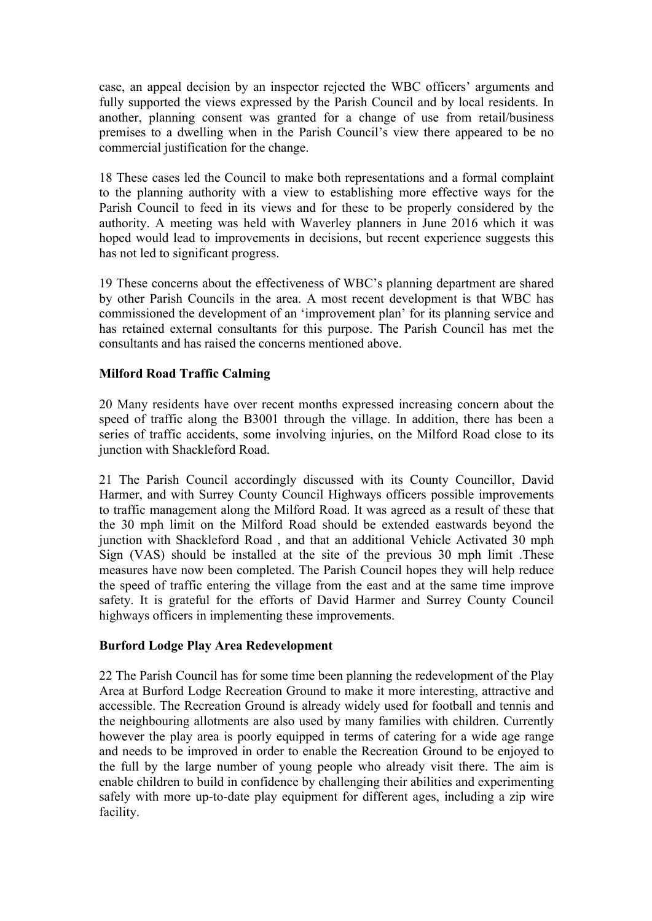case, an appeal decision by an inspector rejected the WBC officers' arguments and fully supported the views expressed by the Parish Council and by local residents. In another, planning consent was granted for a change of use from retail/business premises to a dwelling when in the Parish Council's view there appeared to be no commercial justification for the change.

18 These cases led the Council to make both representations and a formal complaint to the planning authority with a view to establishing more effective ways for the Parish Council to feed in its views and for these to be properly considered by the authority. A meeting was held with Waverley planners in June 2016 which it was hoped would lead to improvements in decisions, but recent experience suggests this has not led to significant progress.

19 These concerns about the effectiveness of WBC's planning department are shared by other Parish Councils in the area. A most recent development is that WBC has commissioned the development of an 'improvement plan' for its planning service and has retained external consultants for this purpose. The Parish Council has met the consultants and has raised the concerns mentioned above.

**Milford Road Traffic Calming**

20 Many residents have over recent months expressed increasing concern about the speed of traffic along the B3001 through the village. In addition, there has been a series of traffic accidents, some involving injuries, on the Milford Road close to its junction with Shackleford Road.

21 The Parish Council accordingly discussed with its County Councillor, David Harmer, and with Surrey County Council Highways officers possible improvements to traffic management along the Milford Road. It was agreed as a result of these that the 30 mph limit on the Milford Road should be extended eastwards beyond the junction with Shackleford Road , and that an additional Vehicle Activated 30 mph Sign (VAS) should be installed at the site of the previous 30 mph limit .These measures have now been completed. The Parish Council hopes they will help reduce the speed of traffic entering the village from the east and at the same time improve safety. It is grateful for the efforts of David Harmer and Surrey County Council highways officers in implementing these improvements.

**Burford Lodge Play Area Redevelopment**

22 The Parish Council has for some time been planning the redevelopment of the Play Area at Burford Lodge Recreation Ground to make it more interesting, attractive and accessible. The Recreation Ground is already widely used for football and tennis and the neighbouring allotments are also used by many families with children. Currently however the play area is poorly equipped in terms of catering for a wide age range and needs to be improved in order to enable the Recreation Ground to be enjoyed to the full by the large number of young people who already visit there. The aim is enable children to build in confidence by challenging their abilities and experimenting safely with more up-to-date play equipment for different ages, including a zip wire facility.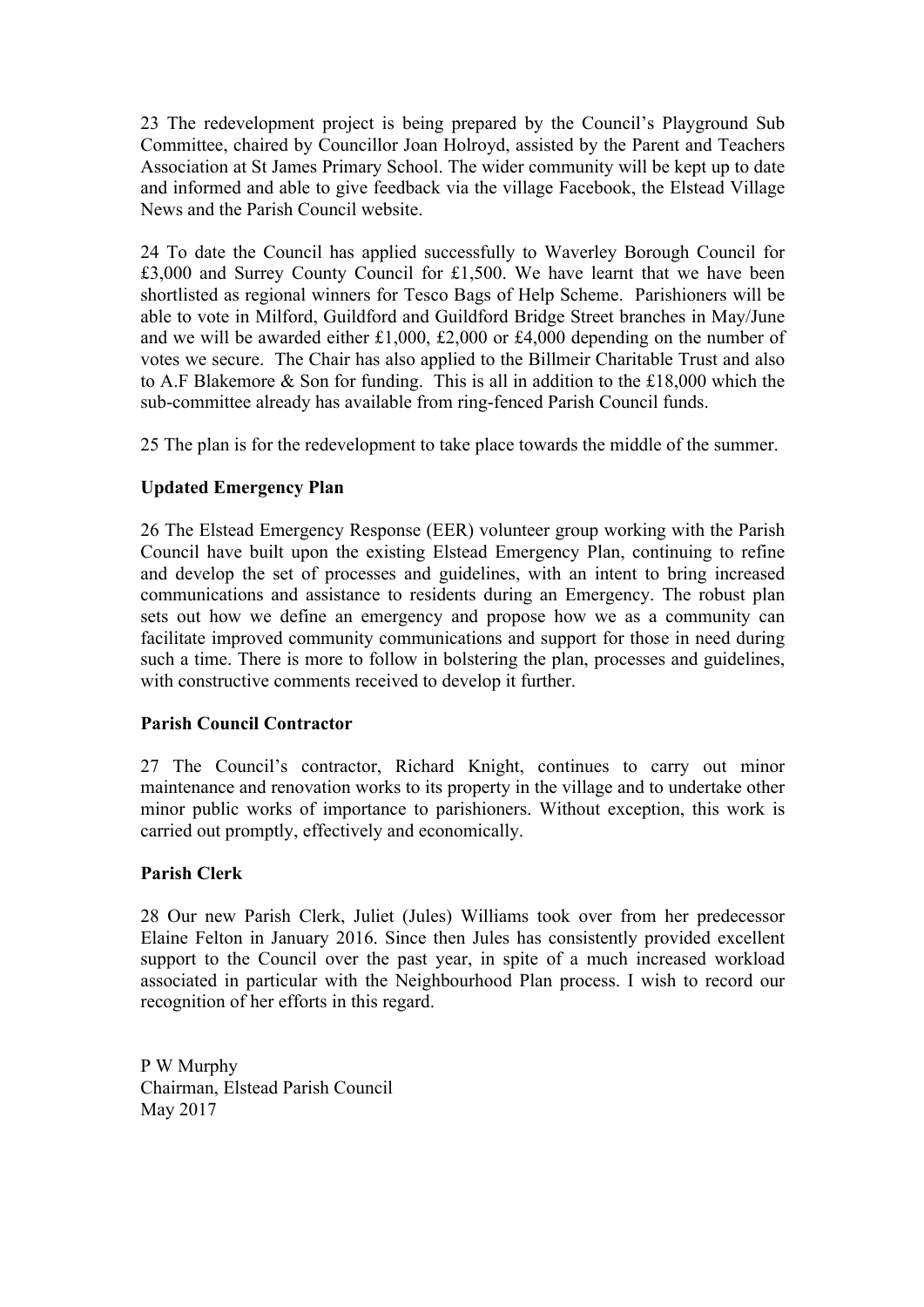23 The redevelopment project is being prepared by the Council's Playground Sub Committee, chaired by Councillor Joan Holroyd, assisted by the Parent and Teachers Association at St James Primary School. The wider community will be kept up to date and informed and able to give feedback via the village Facebook, the Elstead Village News and the Parish Council website.

24 To date the Council has applied successfully to Waverley Borough Council for £3,000 and Surrey County Council for £1,500. We have learnt that we have been shortlisted as regional winners for Tesco Bags of Help Scheme. Parishioners will be able to vote in Milford, Guildford and Guildford Bridge Street branches in May/June and we will be awarded either £1,000, £2,000 or £4,000 depending on the number of votes we secure. The Chair has also applied to the Billmeir Charitable Trust and also to A.F Blakemore & Son for funding. This is all in addition to the £18,000 which the sub-committee already has available from ring-fenced Parish Council funds.

25 The plan is for the redevelopment to take place towards the middle of the summer.

**Updated Emergency Plan**

26 The Elstead Emergency Response (EER) volunteer group working with the Parish Council have built upon the existing Elstead Emergency Plan, continuing to refine and develop the set of processes and guidelines, with an intent to bring increased communications and assistance to residents during an Emergency. The robust plan sets out how we define an emergency and propose how we as a community can facilitate improved community communications and support for those in need during such a time. There is more to follow in bolstering the plan, processes and guidelines, with constructive comments received to develop it further.

**Parish Council Contractor**

27 The Council's contractor, Richard Knight, continues to carry out minor maintenance and renovation works to its property in the village and to undertake other minor public works of importance to parishioners. Without exception, this work is carried out promptly, effectively and economically.

**Parish Clerk**

28 Our new Parish Clerk, Juliet (Jules) Williams took over from her predecessor Elaine Felton in January 2016. Since then Jules has consistently provided excellent support to the Council over the past year, in spite of a much increased workload associated in particular with the Neighbourhood Plan process. I wish to record our recognition of her efforts in this regard.

P W Murphy
Chairman, Elstead Parish Council
May 2017